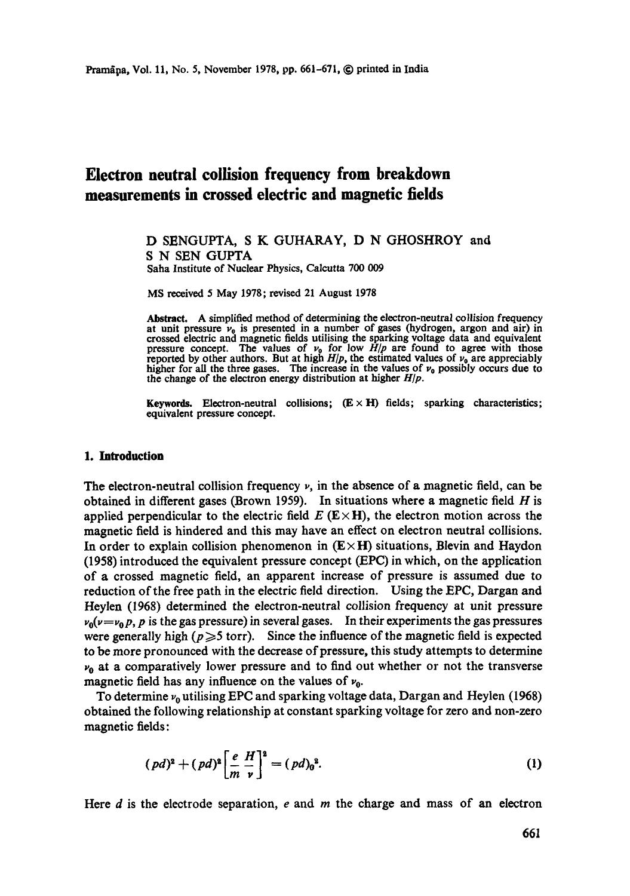# Electron neutral collision frequency from breakdown measurements in crossed electric and magnetic fields

D SENGUPTA, S K GUHARAY, D N GHOSHROY and S N SEN GUPTA

Saha Institute of Nuclear Physics, Calcutta 700 009

MS received 5 May 1978; revised 21 August 1978

**Abstract.** A simplified method of determining the electron-neutral collision frequency at unit pressure $\nu_0$ is presented in a number of gases (hydrogen, argon and air) in crossed electric and magnetic fields utilising the sparking voltage data and equivalent pressure concept. The values of $\nu_0$ for low $H/p$ are found to agree with those reported by other authors. But at high $H/p$, the estimated values of $\nu_0$ are appreciably higher for all the three gases. The increase in the values of $\nu_0$ possibly occurs due to the change of the electron energy distribution at higher $H/p$.

**Keywords.** Electron-neutral collisions; $(\mathbf{E}\times\mathbf{H})$ fields; sparking characteristics; equivalent pressure concept.

## 1. Introduction

The electron-neutral collision frequency $\nu$, in the absence of a magnetic field, can be obtained in different gases (Brown 1959). In situations where a magnetic field $H$ is applied perpendicular to the electric field $E$ $(\mathbf{E}\times\mathbf{H})$, the electron motion across the magnetic field is hindered and this may have an effect on electron neutral collisions. In order to explain collision phenomenon in $(\mathbf{E}\times\mathbf{H})$ situations, Blevin and Haydon (1958) introduced the equivalent pressure concept (EPC) in which, on the application of a crossed magnetic field, an apparent increase of pressure is assumed due to reduction of the free path in the electric field direction. Using the EPC, Dargan and Heylen (1968) determined the electron-neutral collision frequency at unit pressure $\nu_0(\nu=\nu_0 p$, $p$ is the gas pressure) in several gases. In their experiments the gas pressures were generally high ($p \geqslant 5$ torr). Since the influence of the magnetic field is expected to be more pronounced with the decrease of pressure, this study attempts to determine $\nu_0$ at a comparatively lower pressure and to find out whether or not the transverse magnetic field has any influence on the values of $\nu_0$.

To determine $\nu_0$ utilising EPC and sparking voltage data, Dargan and Heylen (1968) obtained the following relationship at constant sparking voltage for zero and non-zero magnetic fields:

$$(pd)^2 + (pd)^2\left[\frac{e}{m}\,\frac{H}{\nu}\right]^2 = (pd)_0^2. \tag{1}$$

Here $d$ is the electrode separation, $e$ and $m$ the charge and mass of an electron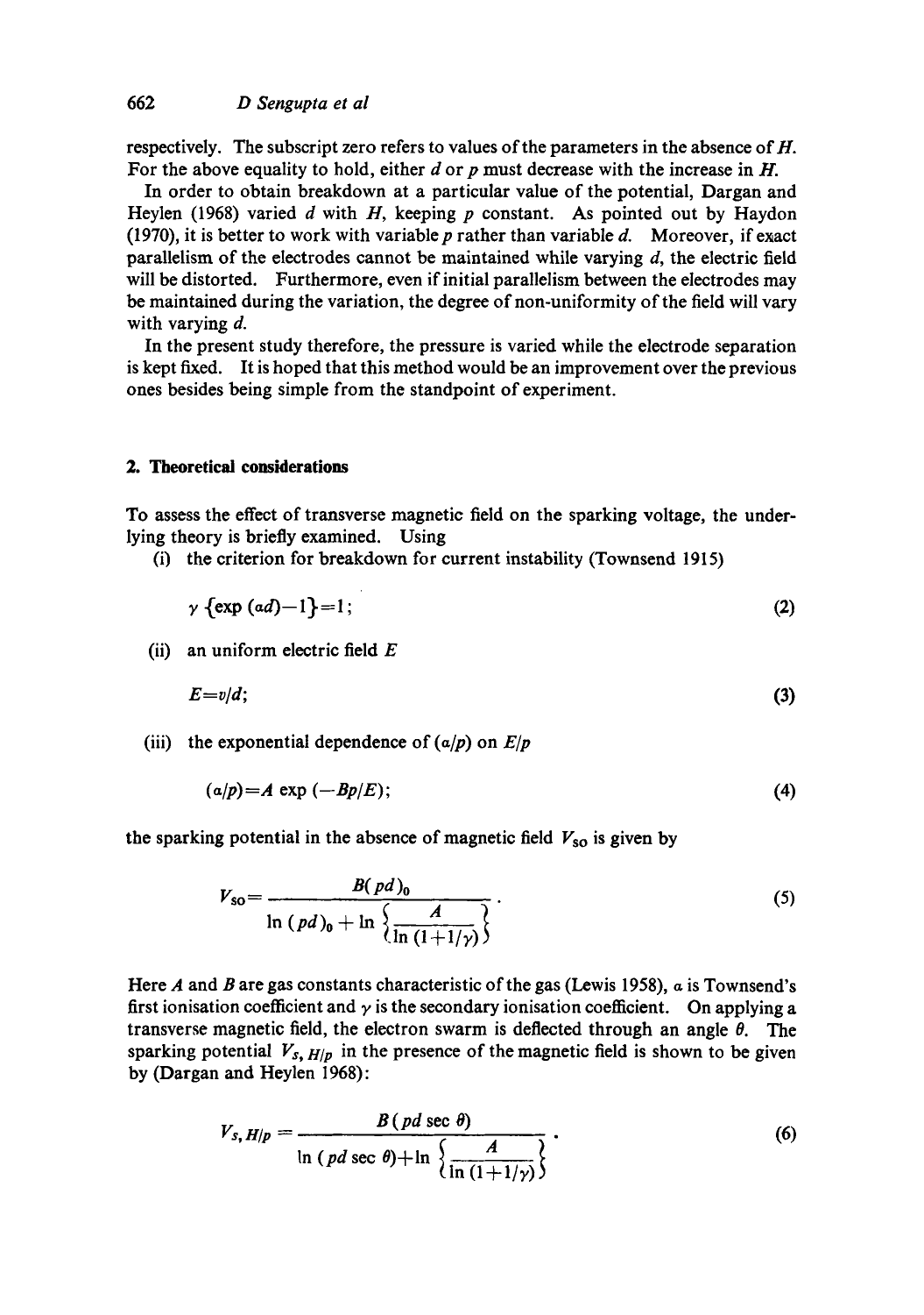respectively. The subscript zero refers to values of the parameters in the absence of $H$. For the above equality to hold, either $d$ or $p$ must decrease with the increase in $H$.

In order to obtain breakdown at a particular value of the potential, Dargan and Heylen (1968) varied $d$ with $H$, keeping $p$ constant. As pointed out by Haydon (1970), it is better to work with variable $p$ rather than variable $d$. Moreover, if exact parallelism of the electrodes cannot be maintained while varying $d$, the electric field will be distorted. Furthermore, even if initial parallelism between the electrodes may be maintained during the variation, the degree of non-uniformity of the field will vary with varying $d$.

In the present study therefore, the pressure is varied while the electrode separation is kept fixed. It is hoped that this method would be an improvement over the previous ones besides being simple from the standpoint of experiment.

## 2. Theoretical considerations

To assess the effect of transverse magnetic field on the sparking voltage, the underlying theory is briefly examined. Using

(i) the criterion for breakdown for current instability (Townsend 1915)

$$\gamma \{\exp(\alpha d) - 1\} = 1; \tag{2}$$

(ii) an uniform electric field $E$

$$E = v/d; \tag{3}$$

(iii) the exponential dependence of $(\alpha/p)$ on $E/p$

$$(\alpha/p) = A \exp(-Bp/E); \tag{4}$$

the sparking potential in the absence of magnetic field $V_{so}$ is given by

$$V_{so} = \frac{B(pd)_0}{\ln (pd)_0 + \ln \left\{ \dfrac{A}{\ln(1+1/\gamma)} \right\}}. \tag{5}$$

Here $A$ and $B$ are gas constants characteristic of the gas (Lewis 1958), $\alpha$ is Townsend's first ionisation coefficient and $\gamma$ is the secondary ionisation coefficient. On applying a transverse magnetic field, the electron swarm is deflected through an angle $\theta$. The sparking potential $V_{s,\,H/p}$ in the presence of the magnetic field is shown to be given by (Dargan and Heylen 1968):

$$V_{s,\,H/p} = \frac{B(pd \sec\theta)}{\ln(pd \sec\theta) + \ln \left\{ \dfrac{A}{\ln(1+1/\gamma)} \right\}}. \tag{6}$$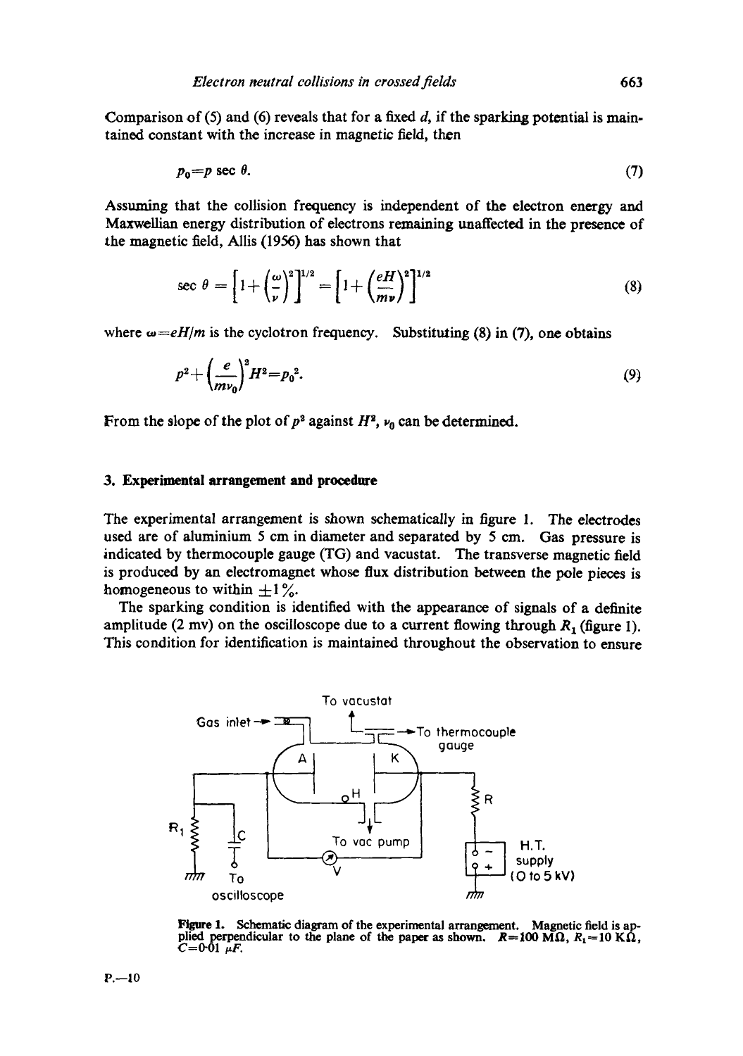Comparison of (5) and (6) reveals that for a fixed $d$, if the sparking potential is maintained constant with the increase in magnetic field, then

$$p_0 = p \sec \theta. \tag{7}$$

Assuming that the collision frequency is independent of the electron energy and Maxwellian energy distribution of electrons remaining unaffected in the presence of the magnetic field, Allis (1956) has shown that

$$\sec \theta = \left[1+\left(\frac{\omega}{\nu}\right)^2\right]^{1/2} = \left[1+\left(\frac{eH}{m\nu}\right)^2\right]^{1/2} \tag{8}$$

where $\omega = eH/m$ is the cyclotron frequency. Substituting (8) in (7), one obtains

$$p^2 + \left(\frac{e}{m\nu_0}\right)^2 H^2 = p_0^2. \tag{9}$$

From the slope of the plot of $p^2$ against $H^2$, $\nu_0$ can be determined.

## 3. Experimental arrangement and procedure

The experimental arrangement is shown schematically in figure 1. The electrodes used are of aluminium 5 cm in diameter and separated by 5 cm. Gas pressure is indicated by thermocouple gauge (TG) and vacustat. The transverse magnetic field is produced by an electromagnet whose flux distribution between the pole pieces is homogeneous to within $\pm 1\%$.

The sparking condition is identified with the appearance of signals of a definite amplitude (2 mv) on the oscilloscope due to a current flowing through $R_1$ (figure 1). This condition for identification is maintained throughout the observation to ensure

**Figure 1.** Schematic diagram of the experimental arrangement. Magnetic field is applied perpendicular to the plane of the paper as shown. $R = 100\ \text{M}\Omega$, $R_1 = 10\ \text{K}\Omega$, $C = 0{\cdot}01\ \mu F$.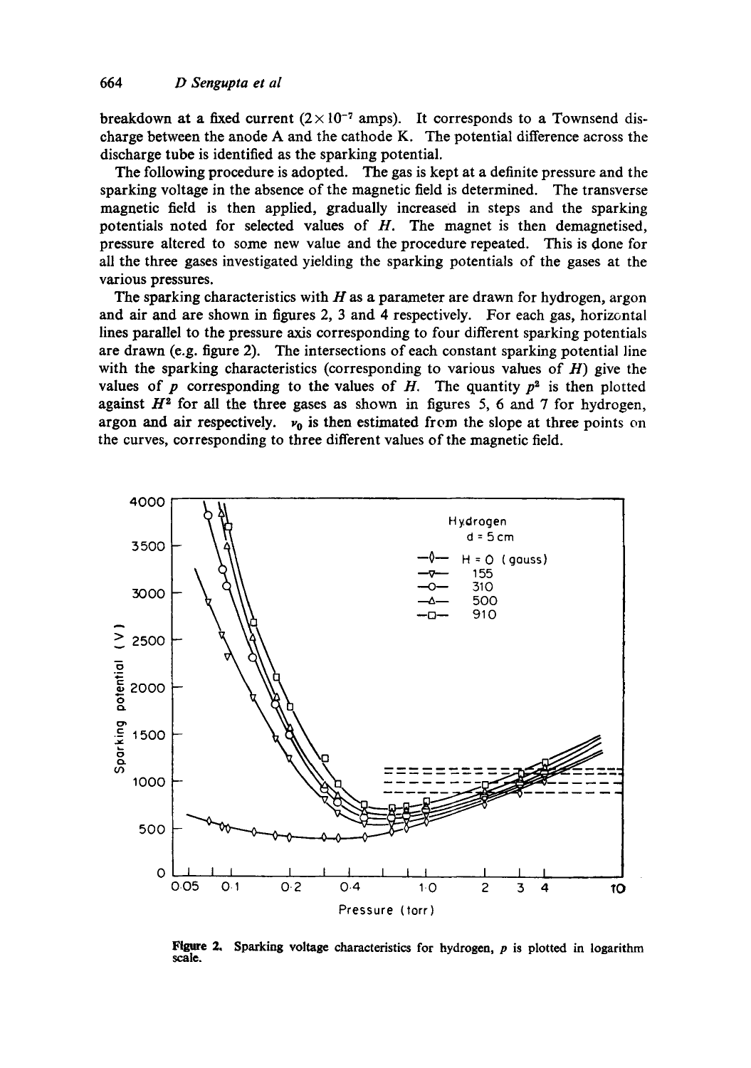breakdown at a fixed current ($2 \times 10^{-7}$ amps). It corresponds to a Townsend discharge between the anode A and the cathode K. The potential difference across the discharge tube is identified as the sparking potential.

The following procedure is adopted. The gas is kept at a definite pressure and the sparking voltage in the absence of the magnetic field is determined. The transverse magnetic field is then applied, gradually increased in steps and the sparking potentials noted for selected values of $H$. The magnet is then demagnetised, pressure altered to some new value and the procedure repeated. This is done for all the three gases investigated yielding the sparking potentials of the gases at the various pressures.

The sparking characteristics with $H$ as a parameter are drawn for hydrogen, argon and air and are shown in figures 2, 3 and 4 respectively. For each gas, horizontal lines parallel to the pressure axis corresponding to four different sparking potentials are drawn (e.g. figure 2). The intersections of each constant sparking potential line with the sparking characteristics (corresponding to various values of $H$) give the values of $p$ corresponding to the values of $H$. The quantity $p^2$ is then plotted against $H^2$ for all the three gases as shown in figures 5, 6 and 7 for hydrogen, argon and air respectively. $\nu_0$ is then estimated from the slope at three points on the curves, corresponding to three different values of the magnetic field.

**Figure 2.** Sparking voltage characteristics for hydrogen, $p$ is plotted in logarithm scale.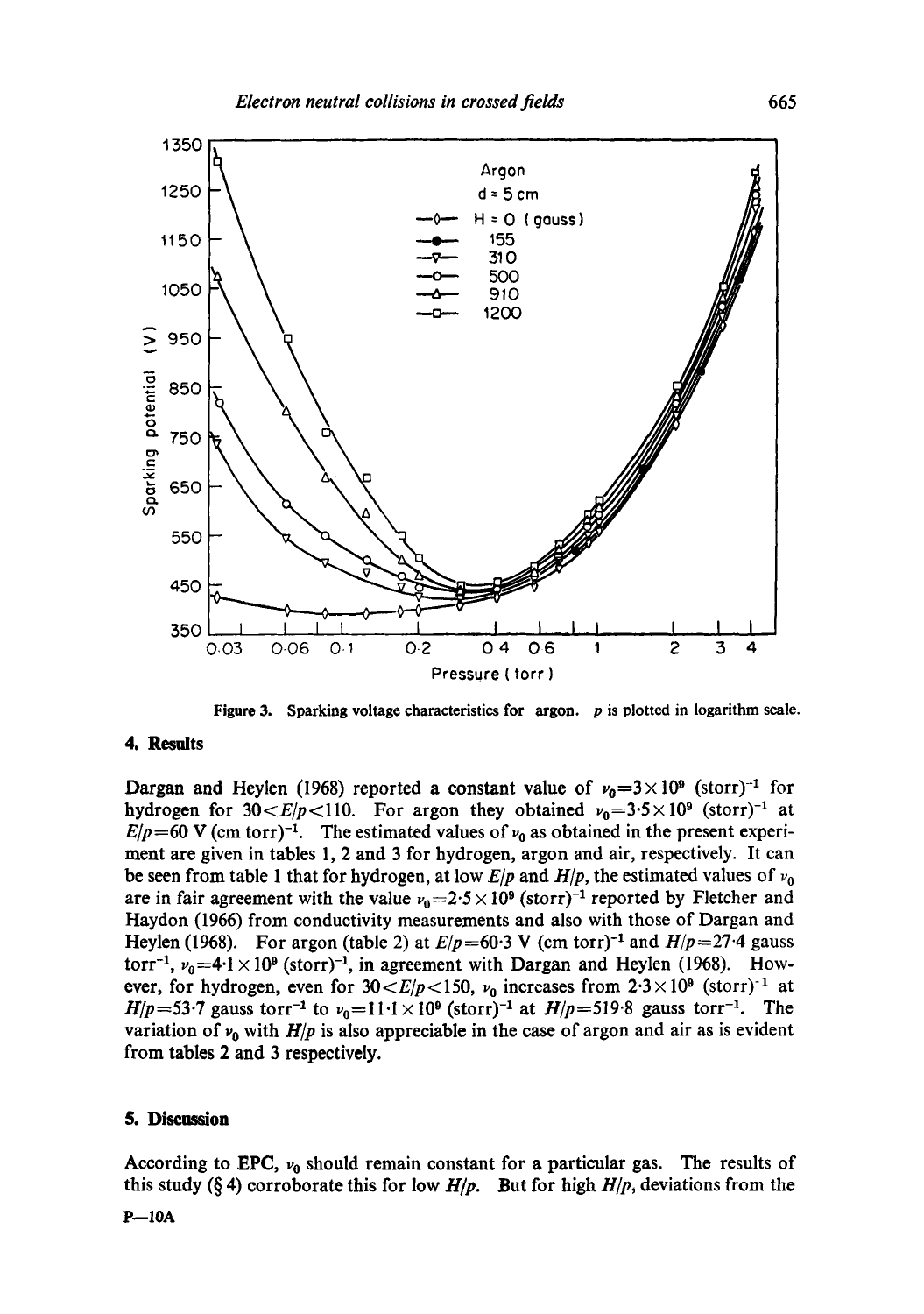Figure 3. Sparking voltage characteristics for argon. $p$ is plotted in logarithm scale.

## 4. Results

Dargan and Heylen (1968) reported a constant value of $\nu_0=3\times10^9$ (storr)$^{-1}$ for hydrogen for $30<E/p<110$. For argon they obtained $\nu_0=3{\cdot}5\times10^9$ (storr)$^{-1}$ at $E/p=60$ V (cm torr)$^{-1}$. The estimated values of $\nu_0$ as obtained in the present experiment are given in tables 1, 2 and 3 for hydrogen, argon and air, respectively. It can be seen from table 1 that for hydrogen, at low $E/p$ and $H/p$, the estimated values of $\nu_0$ are in fair agreement with the value $\nu_0=2{\cdot}5\times10^9$ (storr)$^{-1}$ reported by Fletcher and Haydon (1966) from conductivity measurements and also with those of Dargan and Heylen (1968). For argon (table 2) at $E/p=60{\cdot}3$ V (cm torr)$^{-1}$ and $H/p=27{\cdot}4$ gauss torr$^{-1}$, $\nu_0=4{\cdot}1\times10^9$ (storr)$^{-1}$, in agreement with Dargan and Heylen (1968). However, for hydrogen, even for $30<E/p<150$, $\nu_0$ increases from $2{\cdot}3\times10^9$ (storr)$^{-1}$ at $H/p=53{\cdot}7$ gauss torr$^{-1}$ to $\nu_0=11{\cdot}1\times10^9$ (storr)$^{-1}$ at $H/p=519{\cdot}8$ gauss torr$^{-1}$. The variation of $\nu_0$ with $H/p$ is also appreciable in the case of argon and air as is evident from tables 2 and 3 respectively.

## 5. Discussion

According to EPC, $\nu_0$ should remain constant for a particular gas. The results of this study (§ 4) corroborate this for low $H/p$. But for high $H/p$, deviations from the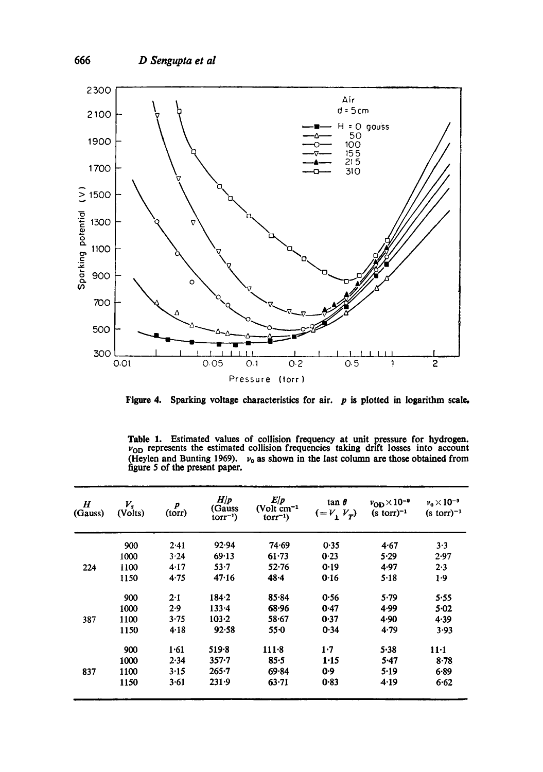**Figure 4.** Sparking voltage characteristics for air. $p$ is plotted in logarithm scale.

**Table 1.** Estimated values of collision frequency at unit pressure for hydrogen. $\nu_{OD}$ represents the estimated collision frequencies taking drift losses into account (Heylen and Bunting 1969). $\nu_0$ as shown in the last column are those obtained from figure 5 of the present paper.

| $H$ (Gauss) | $V_s$ (Volts) | $p$ (torr) | $H/p$ (Gauss torr$^{-1}$) | $E/p$ (Volt cm$^{-1}$ torr$^{-1}$) | $\tan\theta$ $(=V_\perp V_T)$ | $\nu_{OD}\times 10^{-9}$ (s torr)$^{-1}$ | $\nu_0\times 10^{-9}$ (s torr)$^{-1}$ |
|---|---|---|---|---|---|---|---|
| | 900 | 2·41 | 92·94 | 74·69 | 0·35 | 4·67 | 3·3 |
| | 1000 | 3·24 | 69·13 | 61·73 | 0·23 | 5·29 | 2·97 |
| 224 | 1100 | 4·17 | 53·7 | 52·76 | 0·19 | 4·97 | 2·3 |
| | 1150 | 4·75 | 47·16 | 48·4 | 0·16 | 5·18 | 1·9 |
| | 900 | 2·1 | 184·2 | 85·84 | 0·56 | 5·79 | 5·55 |
| | 1000 | 2·9 | 133·4 | 68·96 | 0·47 | 4·99 | 5·02 |
| 387 | 1100 | 3·75 | 103·2 | 58·67 | 0·37 | 4·90 | 4·39 |
| | 1150 | 4·18 | 92·58 | 55·0 | 0·34 | 4·79 | 3·93 |
| | 900 | 1·61 | 519·8 | 111·8 | 1·7 | 5·38 | 11·1 |
| | 1000 | 2·34 | 357·7 | 85·5 | 1·15 | 5·47 | 8·78 |
| 837 | 1100 | 3·15 | 265·7 | 69·84 | 0·9 | 5·19 | 6·89 |
| | 1150 | 3·61 | 231·9 | 63·71 | 0·83 | 4·19 | 6·62 |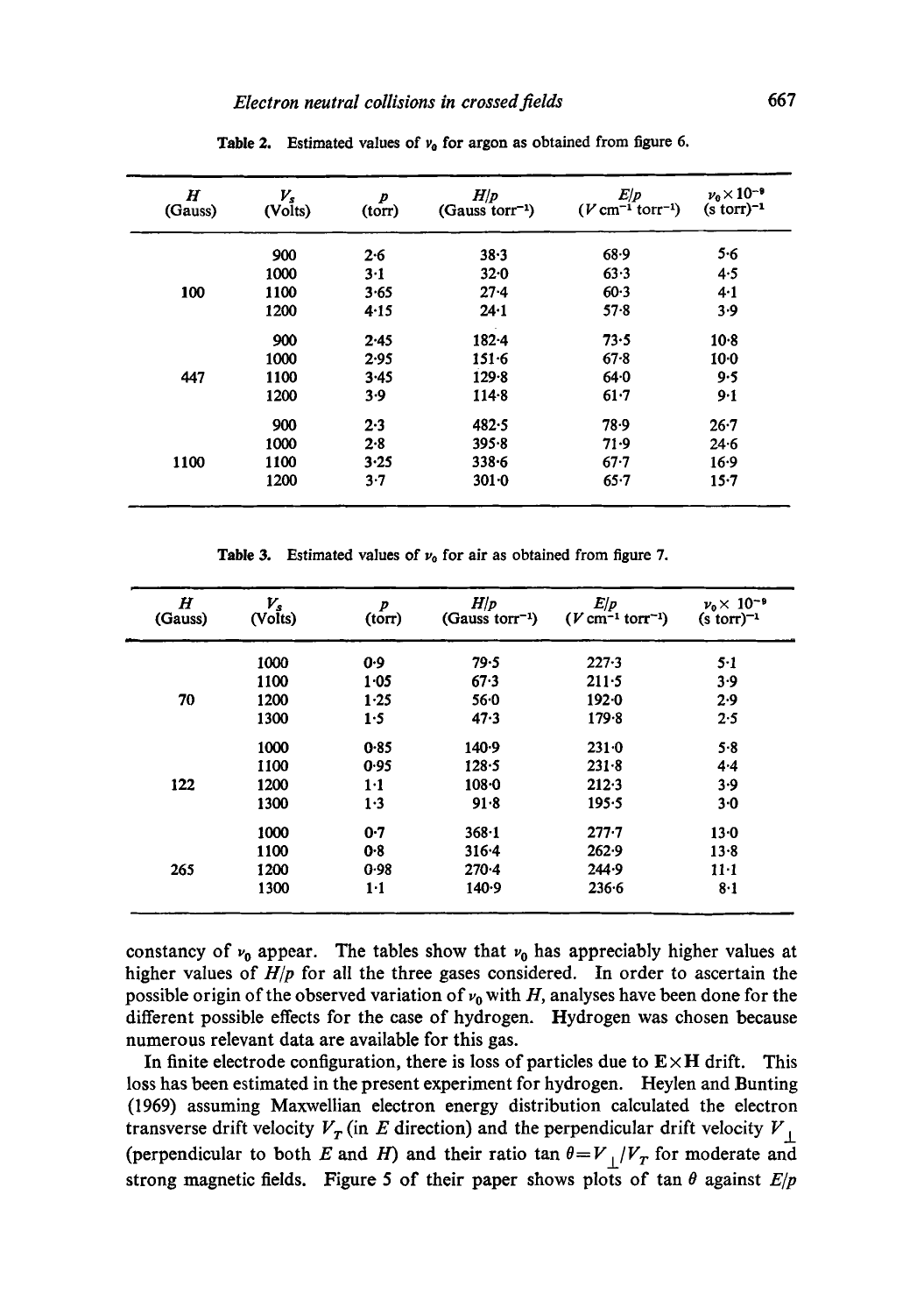**Table 2.** Estimated values of $\nu_0$ for argon as obtained from figure 6.

| $H$ (Gauss) | $V_s$ (Volts) | $p$ (torr) | $H/p$ (Gauss torr$^{-1}$) | $E/p$ ($V$ cm$^{-1}$ torr$^{-1}$) | $\nu_0 \times 10^{-9}$ (s torr)$^{-1}$ |
|---|---|---|---|---|---|
| | 900 | 2·6 | 38·3 | 68·9 | 5·6 |
| | 1000 | 3·1 | 32·0 | 63·3 | 4·5 |
| 100 | 1100 | 3·65 | 27·4 | 60·3 | 4·1 |
| | 1200 | 4·15 | 24·1 | 57·8 | 3·9 |
| | 900 | 2·45 | 182·4 | 73·5 | 10·8 |
| | 1000 | 2·95 | 151·6 | 67·8 | 10·0 |
| 447 | 1100 | 3·45 | 129·8 | 64·0 | 9·5 |
| | 1200 | 3·9 | 114·8 | 61·7 | 9·1 |
| | 900 | 2·3 | 482·5 | 78·9 | 26·7 |
| | 1000 | 2·8 | 395·8 | 71·9 | 24·6 |
| 1100 | 1100 | 3·25 | 338·6 | 67·7 | 16·9 |
| | 1200 | 3·7 | 301·0 | 65·7 | 15·7 |

**Table 3.** Estimated values of $\nu_0$ for air as obtained from figure 7.

| $H$ (Gauss) | $V_s$ (Volts) | $p$ (torr) | $H/p$ (Gauss torr$^{-1}$) | $E/p$ ($V$ cm$^{-1}$ torr$^{-1}$) | $\nu_0 \times 10^{-9}$ (s torr)$^{-1}$ |
|---|---|---|---|---|---|
| | 1000 | 0·9 | 79·5 | 227·3 | 5·1 |
| | 1100 | 1·05 | 67·3 | 211·5 | 3·9 |
| 70 | 1200 | 1·25 | 56·0 | 192·0 | 2·9 |
| | 1300 | 1·5 | 47·3 | 179·8 | 2·5 |
| | 1000 | 0·85 | 140·9 | 231·0 | 5·8 |
| | 1100 | 0·95 | 128·5 | 231·8 | 4·4 |
| 122 | 1200 | 1·1 | 108·0 | 212·3 | 3·9 |
| | 1300 | 1·3 | 91·8 | 195·5 | 3·0 |
| | 1000 | 0·7 | 368·1 | 277·7 | 13·0 |
| | 1100 | 0·8 | 316·4 | 262·9 | 13·8 |
| 265 | 1200 | 0·98 | 270·4 | 244·9 | 11·1 |
| | 1300 | 1·1 | 140·9 | 236·6 | 8·1 |

constancy of $\nu_0$ appear. The tables show that $\nu_0$ has appreciably higher values at higher values of $H/p$ for all the three gases considered. In order to ascertain the possible origin of the observed variation of $\nu_0$ with $H$, analyses have been done for the different possible effects for the case of hydrogen. Hydrogen was chosen because numerous relevant data are available for this gas.

In finite electrode configuration, there is loss of particles due to $\mathbf{E} \times \mathbf{H}$ drift. This loss has been estimated in the present experiment for hydrogen. Heylen and Bunting (1969) assuming Maxwellian electron energy distribution calculated the electron transverse drift velocity $V_T$ (in $E$ direction) and the perpendicular drift velocity $V_\perp$ (perpendicular to both $E$ and $H$) and their ratio $\tan\theta = V_\perp / V_T$ for moderate and strong magnetic fields. Figure 5 of their paper shows plots of $\tan\theta$ against $E/p$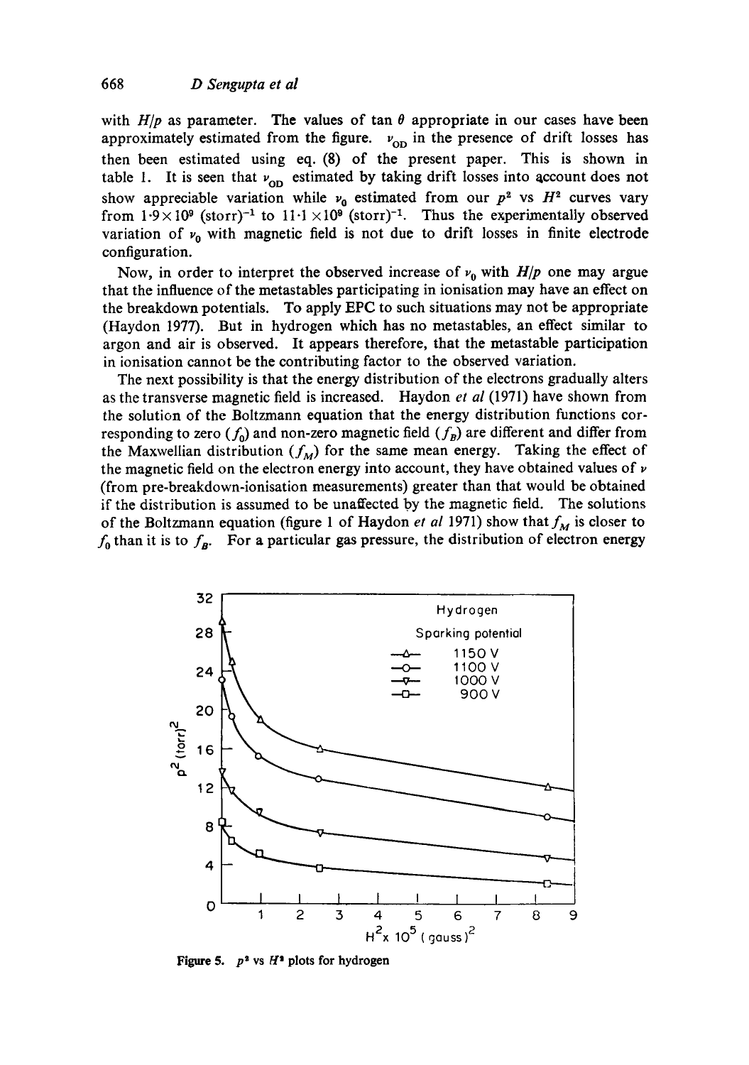with $H/p$ as parameter. The values of $\tan\theta$ appropriate in our cases have been approximately estimated from the figure. $\nu_{OD}$ in the presence of drift losses has then been estimated using eq. (8) of the present paper. This is shown in table 1. It is seen that $\nu_{OD}$ estimated by taking drift losses into account does not show appreciable variation while $\nu_0$ estimated from our $p^2$ vs $H^2$ curves vary from $1{\cdot}9\times10^9$ (storr)$^{-1}$ to $11{\cdot}1\times10^9$ (storr)$^{-1}$. Thus the experimentally observed variation of $\nu_0$ with magnetic field is not due to drift losses in finite electrode configuration.

Now, in order to interpret the observed increase of $\nu_0$ with $H/p$ one may argue that the influence of the metastables participating in ionisation may have an effect on the breakdown potentials. To apply EPC to such situations may not be appropriate (Haydon 1977). But in hydrogen which has no metastables, an effect similar to argon and air is observed. It appears therefore, that the metastable participation in ionisation cannot be the contributing factor to the observed variation.

The next possibility is that the energy distribution of the electrons gradually alters as the transverse magnetic field is increased. Haydon *et al* (1971) have shown from the solution of the Boltzmann equation that the energy distribution functions corresponding to zero ($f_0$) and non-zero magnetic field ($f_B$) are different and differ from the Maxwellian distribution ($f_M$) for the same mean energy. Taking the effect of the magnetic field on the electron energy into account, they have obtained values of $\nu$ (from pre-breakdown-ionisation measurements) greater than that would be obtained if the distribution is assumed to be unaffected by the magnetic field. The solutions of the Boltzmann equation (figure 1 of Haydon *et al* 1971) show that $f_M$ is closer to $f_0$ than it is to $f_B$. For a particular gas pressure, the distribution of electron energy

**Figure 5.** $p^2$ vs $H^2$ plots for hydrogen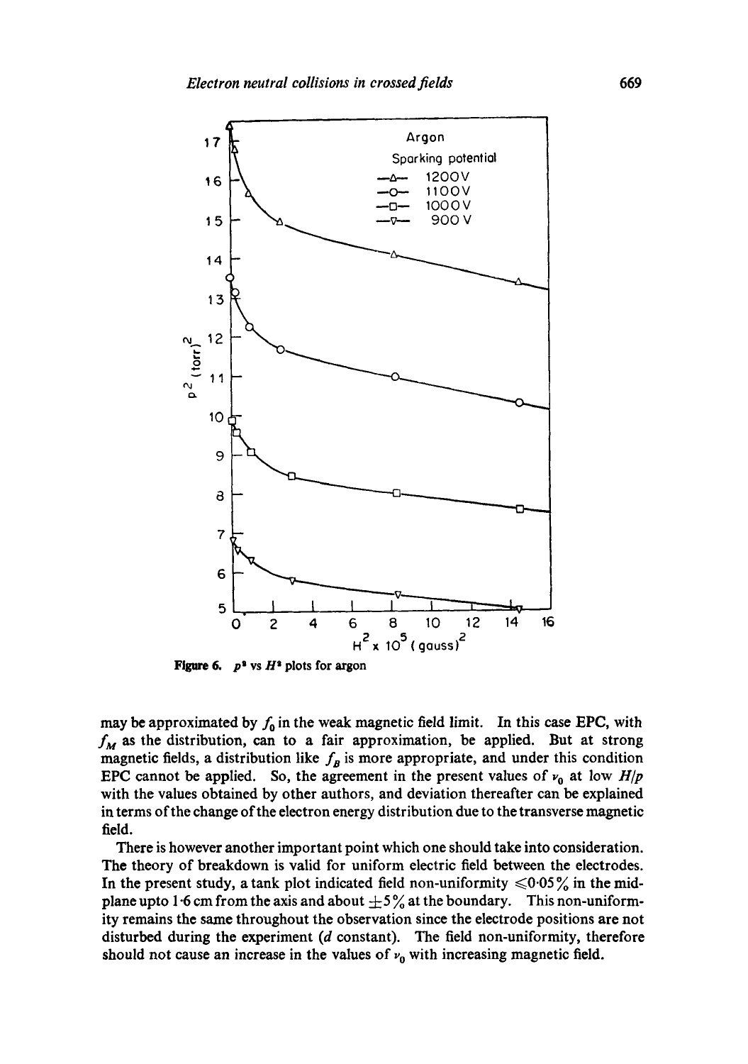Figure 6. $p^2$ vs $H^2$ plots for argon

may be approximated by $f_0$ in the weak magnetic field limit. In this case EPC, with $f_M$ as the distribution, can to a fair approximation, be applied. But at strong magnetic fields, a distribution like $f_B$ is more appropriate, and under this condition EPC cannot be applied. So, the agreement in the present values of $\nu_0$ at low $H/p$ with the values obtained by other authors, and deviation thereafter can be explained in terms of the change of the electron energy distribution due to the transverse magnetic field.

There is however another important point which one should take into consideration. The theory of breakdown is valid for uniform electric field between the electrodes. In the present study, a tank plot indicated field non-uniformity $\leqslant 0{\cdot}05\%$ in the mid-plane upto 1·6 cm from the axis and about $\pm 5\%$ at the boundary. This non-uniformity remains the same throughout the observation since the electrode positions are not disturbed during the experiment ($d$ constant). The field non-uniformity, therefore should not cause an increase in the values of $\nu_0$ with increasing magnetic field.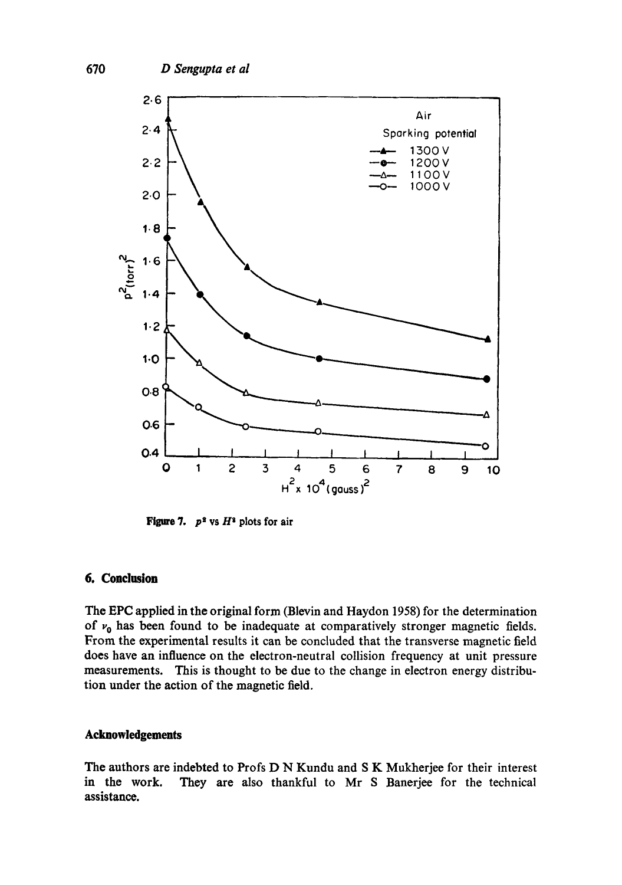Figure 7. $p^2$ vs $H^2$ plots for air

## 6. Conclusion

The EPC applied in the original form (Blevin and Haydon 1958) for the determination of $\nu_0$ has been found to be inadequate at comparatively stronger magnetic fields. From the experimental results it can be concluded that the transverse magnetic field does have an influence on the electron-neutral collision frequency at unit pressure measurements. This is thought to be due to the change in electron energy distribution under the action of the magnetic field.

## Acknowledgements

The authors are indebted to Profs D N Kundu and S K Mukherjee for their interest in the work. They are also thankful to Mr S Banerjee for the technical assistance.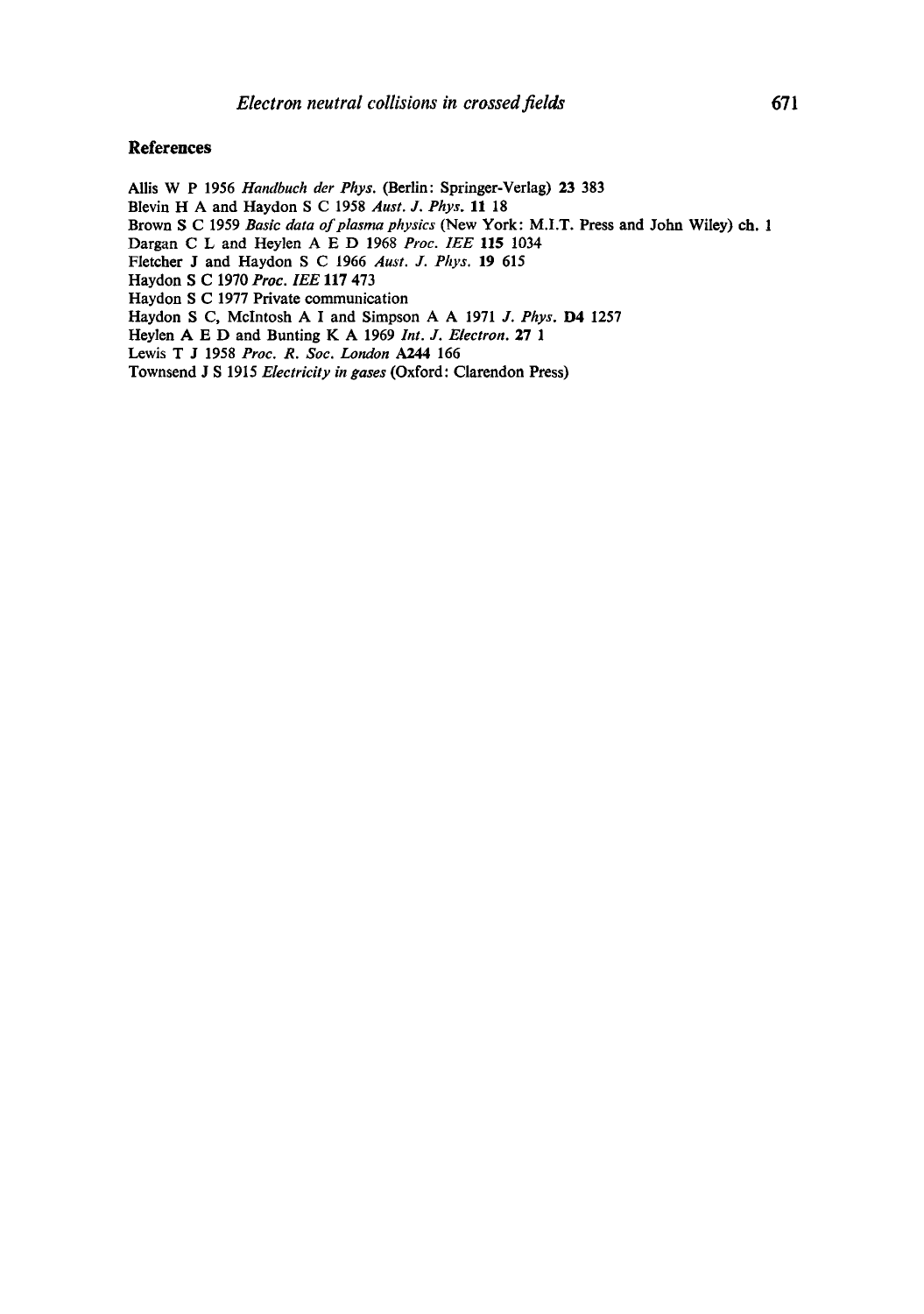## References

Allis W P 1956 *Handbuch der Phys.* (Berlin: Springer-Verlag) **23** 383

Blevin H A and Haydon S C 1958 *Aust. J. Phys.* **11** 18

Brown S C 1959 *Basic data of plasma physics* (New York: M.I.T. Press and John Wiley) ch. 1

Dargan C L and Heylen A E D 1968 *Proc. IEE* **115** 1034

Fletcher J and Haydon S C 1966 *Aust. J. Phys.* **19** 615

Haydon S C 1970 *Proc. IEE* **117** 473

Haydon S C 1977 Private communication

Haydon S C, McIntosh A I and Simpson A A 1971 *J. Phys.* **D4** 1257

Heylen A E D and Bunting K A 1969 *Int. J. Electron.* **27** 1

Lewis T J 1958 *Proc. R. Soc. London* **A244** 166

Townsend J S 1915 *Electricity in gases* (Oxford: Clarendon Press)